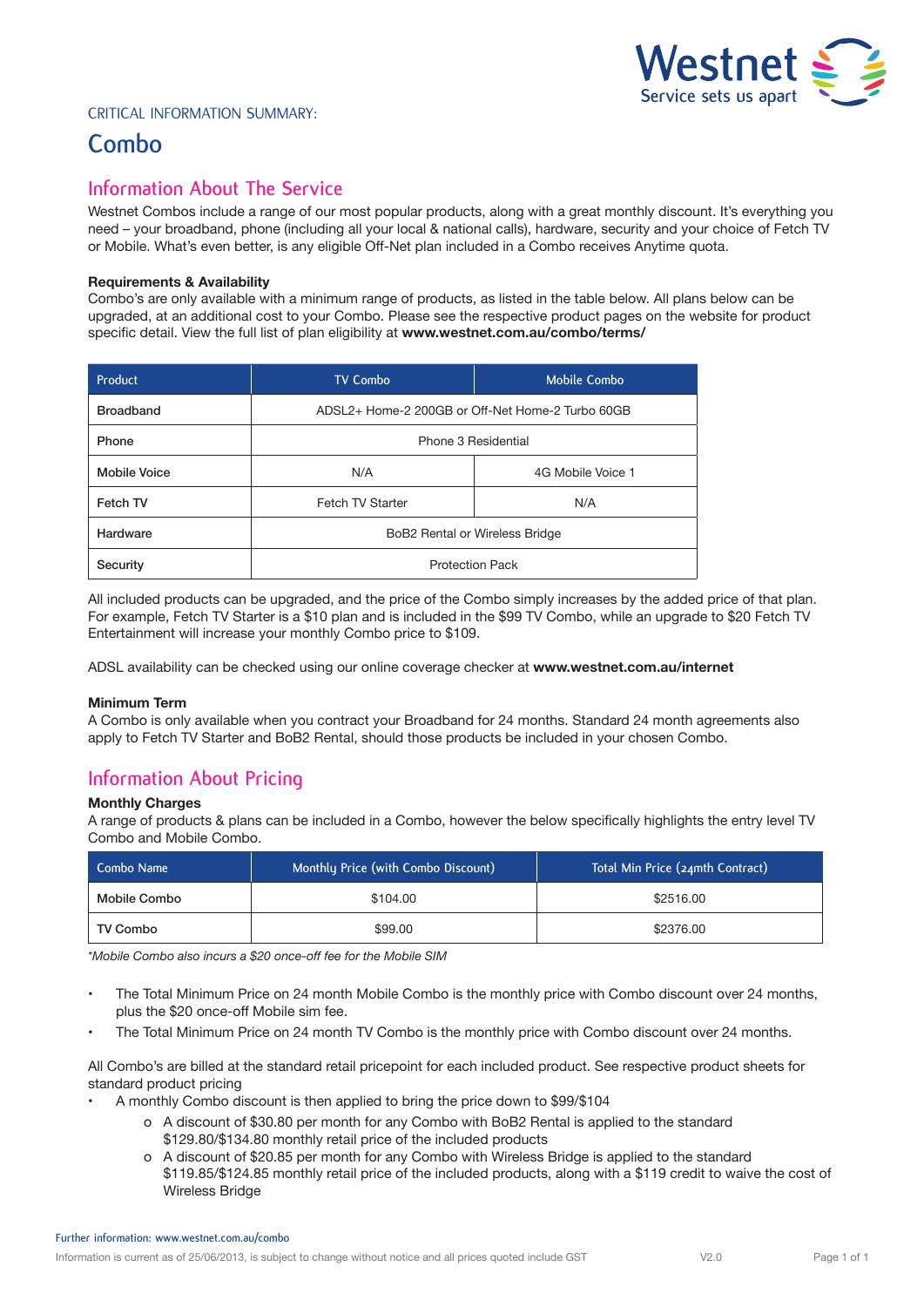CRITICAL INFORMATION SUMMARY:

# Combo

## Information About The Service

Westnet Combos include a range of our most popular products, along with a great monthly discount. It's everything you need – your broadband, phone (including all your local & national calls), hardware, security and your choice of Fetch TV or Mobile. What's even better, is any eligible Off-Net plan included in a Combo receives Anytime quota.

**Requirements & Availability**

Combo's are only available with a minimum range of products, as listed in the table below. All plans below can be upgraded, at an additional cost to your Combo. Please see the respective product pages on the website for product specific detail. View the full list of plan eligibility at **www.westnet.com.au/combo/terms/**

| Product | TV Combo | Mobile Combo |
|---|---|---|
| **Broadband** | ADSL2+ Home-2 200GB or Off-Net Home-2 Turbo 60GB | |
| **Phone** | Phone 3 Residential | |
| **Mobile Voice** | N/A | 4G Mobile Voice 1 |
| **Fetch TV** | Fetch TV Starter | N/A |
| **Hardware** | BoB2 Rental or Wireless Bridge | |
| **Security** | Protection Pack | |

All included products can be upgraded, and the price of the Combo simply increases by the added price of that plan. For example, Fetch TV Starter is a $10 plan and is included in the $99 TV Combo, while an upgrade to $20 Fetch TV Entertainment will increase your monthly Combo price to $109.

ADSL availability can be checked using our online coverage checker at **www.westnet.com.au/internet**

**Minimum Term**

A Combo is only available when you contract your Broadband for 24 months. Standard 24 month agreements also apply to Fetch TV Starter and BoB2 Rental, should those products be included in your chosen Combo.

## Information About Pricing

**Monthly Charges**

A range of products & plans can be included in a Combo, however the below specifically highlights the entry level TV Combo and Mobile Combo.

| Combo Name | Monthly Price (with Combo Discount) | Total Min Price (24mth Contract) |
|---|---|---|
| **Mobile Combo** | $104.00 | $2516.00 |
| **TV Combo** | $99.00 | $2376.00 |

*\*Mobile Combo also incurs a $20 once-off fee for the Mobile SIM*

- The Total Minimum Price on 24 month Mobile Combo is the monthly price with Combo discount over 24 months, plus the $20 once-off Mobile sim fee.
- The Total Minimum Price on 24 month TV Combo is the monthly price with Combo discount over 24 months.

All Combo's are billed at the standard retail pricepoint for each included product. See respective product sheets for standard product pricing

- A monthly Combo discount is then applied to bring the price down to $99/$104
  - A discount of $30.80 per month for any Combo with BoB2 Rental is applied to the standard $129.80/$134.80 monthly retail price of the included products
  - A discount of $20.85 per month for any Combo with Wireless Bridge is applied to the standard $119.85/$124.85 monthly retail price of the included products, along with a $119 credit to waive the cost of Wireless Bridge

Further information: www.westnet.com.au/combo

Information is current as of 25/06/2013, is subject to change without notice and all prices quoted include GST V2.0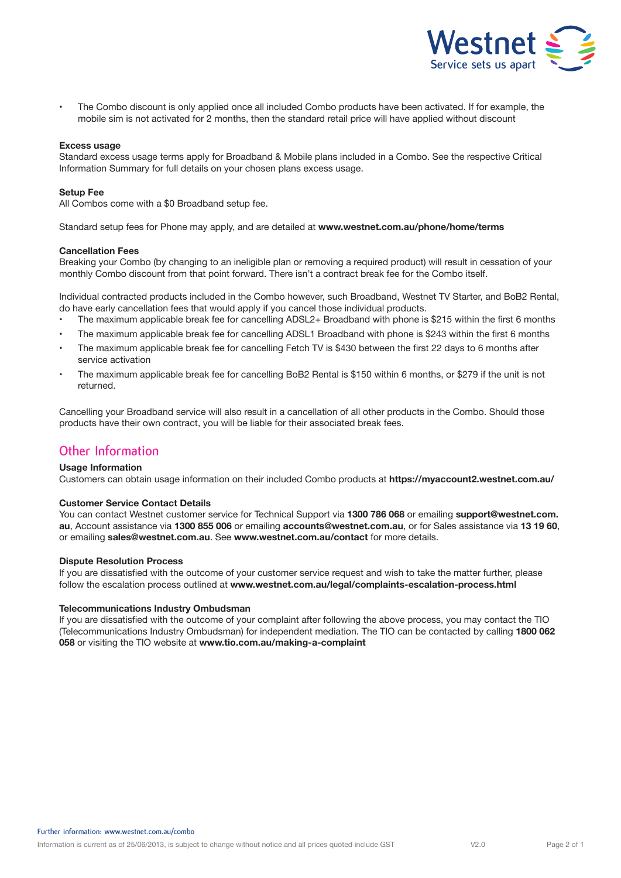- The Combo discount is only applied once all included Combo products have been activated. If for example, the mobile sim is not activated for 2 months, then the standard retail price will have applied without discount

**Excess usage**

Standard excess usage terms apply for Broadband & Mobile plans included in a Combo. See the respective Critical Information Summary for full details on your chosen plans excess usage.

**Setup Fee**

All Combos come with a $0 Broadband setup fee.

Standard setup fees for Phone may apply, and are detailed at **www.westnet.com.au/phone/home/terms**

**Cancellation Fees**

Breaking your Combo (by changing to an ineligible plan or removing a required product) will result in cessation of your monthly Combo discount from that point forward. There isn't a contract break fee for the Combo itself.

Individual contracted products included in the Combo however, such Broadband, Westnet TV Starter, and BoB2 Rental, do have early cancellation fees that would apply if you cancel those individual products.

- The maximum applicable break fee for cancelling ADSL2+ Broadband with phone is $215 within the first 6 months
- The maximum applicable break fee for cancelling ADSL1 Broadband with phone is $243 within the first 6 months
- The maximum applicable break fee for cancelling Fetch TV is $430 between the first 22 days to 6 months after service activation
- The maximum applicable break fee for cancelling BoB2 Rental is $150 within 6 months, or $279 if the unit is not returned.

Cancelling your Broadband service will also result in a cancellation of all other products in the Combo. Should those products have their own contract, you will be liable for their associated break fees.

## Other Information

**Usage Information**

Customers can obtain usage information on their included Combo products at **https://myaccount2.westnet.com.au/**

**Customer Service Contact Details**

You can contact Westnet customer service for Technical Support via **1300 786 068** or emailing **support@westnet.com.au**, Account assistance via **1300 855 006** or emailing **accounts@westnet.com.au**, or for Sales assistance via **13 19 60**, or emailing **sales@westnet.com.au**. See **www.westnet.com.au/contact** for more details.

**Dispute Resolution Process**

If you are dissatisfied with the outcome of your customer service request and wish to take the matter further, please follow the escalation process outlined at **www.westnet.com.au/legal/complaints-escalation-process.html**

**Telecommunications Industry Ombudsman**

If you are dissatisfied with the outcome of your complaint after following the above process, you may contact the TIO (Telecommunications Industry Ombudsman) for independent mediation. The TIO can be contacted by calling **1800 062 058** or visiting the TIO website at **www.tio.com.au/making-a-complaint**

Further information: www.westnet.com.au/combo

Information is current as of 25/06/2013, is subject to change without notice and all prices quoted include GST